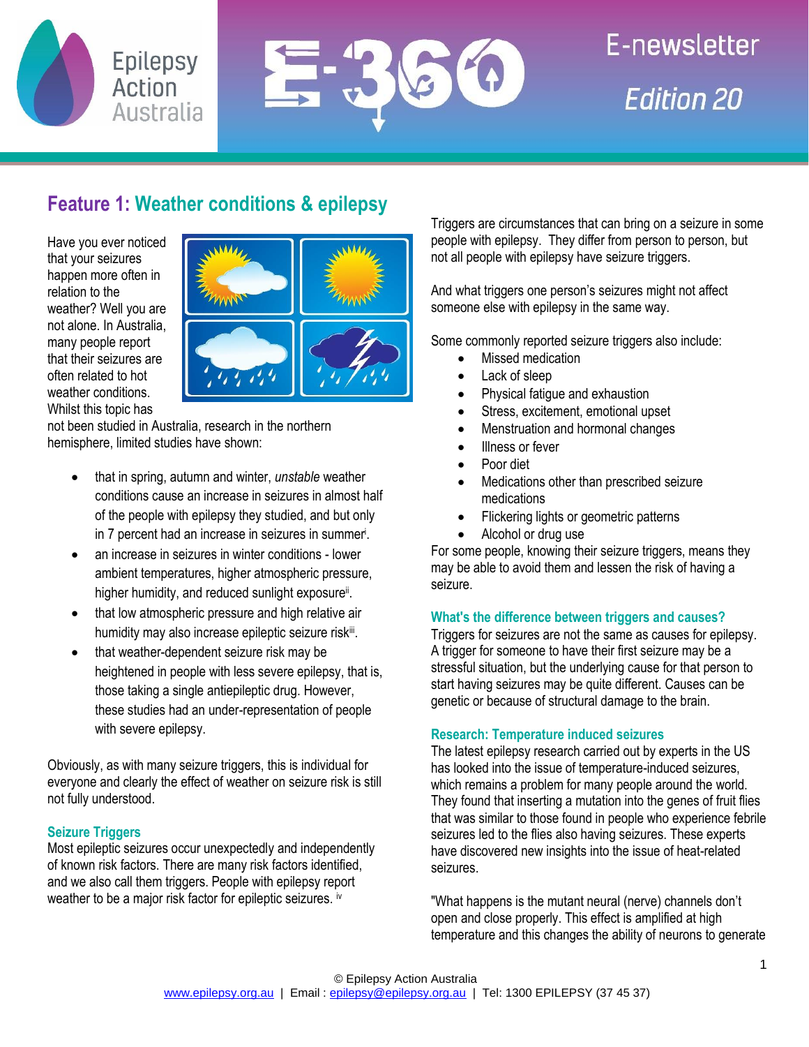Epilepsy Action Australia

E-360 E-newsletter *Edition 20*

## Feature 1: Weather conditions & epilepsy

Have you ever noticed that your seizures happen more often in relation to the weather? Well you are not alone. In Australia, many people report that their seizures are often related to hot weather conditions. Whilst this topic has not been studied in Australia, research in the northern hemisphere, limited studies have shown:

- that in spring, autumn and winter, *unstable* weather conditions cause an increase in seizures in almost half of the people with epilepsy they studied, and but only in 7 percent had an increase in seizures in summer[i].
- an increase in seizures in winter conditions - lower ambient temperatures, higher atmospheric pressure, higher humidity, and reduced sunlight exposure[ii].
- that low atmospheric pressure and high relative air humidity may also increase epileptic seizure risk[iii].
- that weather-dependent seizure risk may be heightened in people with less severe epilepsy, that is, those taking a single antiepileptic drug. However, these studies had an under-representation of people with severe epilepsy.

Obviously, as with many seizure triggers, this is individual for everyone and clearly the effect of weather on seizure risk is still not fully understood.

### Seizure Triggers

Most epileptic seizures occur unexpectedly and independently of known risk factors. There are many risk factors identified, and we also call them triggers. People with epilepsy report weather to be a major risk factor for epileptic seizures. [iv]

Triggers are circumstances that can bring on a seizure in some people with epilepsy. They differ from person to person, but not all people with epilepsy have seizure triggers.

And what triggers one person's seizures might not affect someone else with epilepsy in the same way.

Some commonly reported seizure triggers also include:

- Missed medication
- Lack of sleep
- Physical fatigue and exhaustion
- Stress, excitement, emotional upset
- Menstruation and hormonal changes
- Illness or fever
- Poor diet
- Medications other than prescribed seizure medications
- Flickering lights or geometric patterns
- Alcohol or drug use

For some people, knowing their seizure triggers, means they may be able to avoid them and lessen the risk of having a seizure.

### What's the difference between triggers and causes?

Triggers for seizures are not the same as causes for epilepsy. A trigger for someone to have their first seizure may be a stressful situation, but the underlying cause for that person to start having seizures may be quite different. Causes can be genetic or because of structural damage to the brain.

### Research: Temperature induced seizures

The latest epilepsy research carried out by experts in the US has looked into the issue of temperature-induced seizures, which remains a problem for many people around the world. They found that inserting a mutation into the genes of fruit flies that was similar to those found in people who experience febrile seizures led to the flies also having seizures. These experts have discovered new insights into the issue of heat-related seizures.

"What happens is the mutant neural (nerve) channels don't open and close properly. This effect is amplified at high temperature and this changes the ability of neurons to generate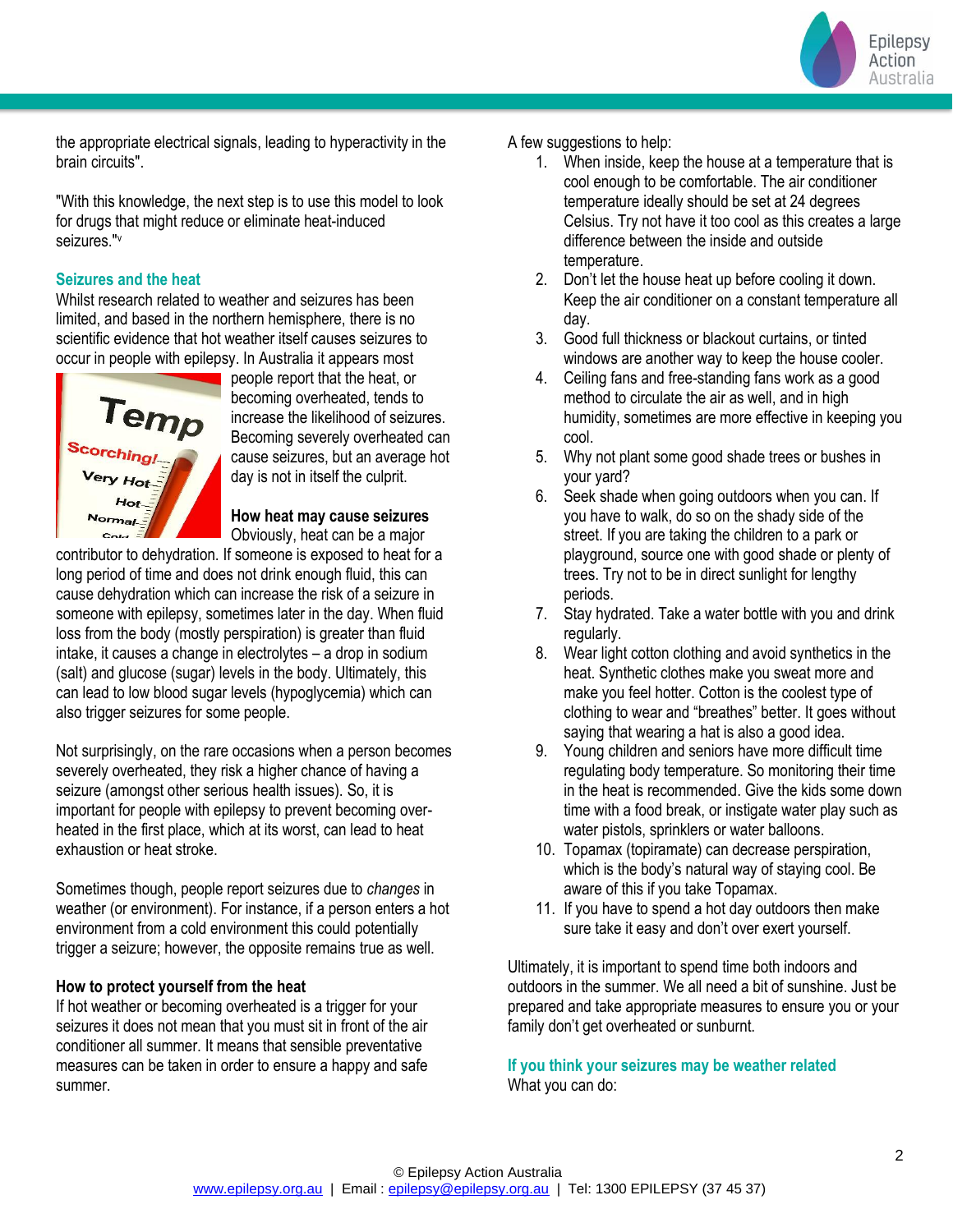the appropriate electrical signals, leading to hyperactivity in the brain circuits".

"With this knowledge, the next step is to use this model to look for drugs that might reduce or eliminate heat-induced seizures."[v]

## Seizures and the heat

Whilst research related to weather and seizures has been limited, and based in the northern hemisphere, there is no scientific evidence that hot weather itself causes seizures to occur in people with epilepsy. In Australia it appears most people report that the heat, or becoming overheated, tends to increase the likelihood of seizures. Becoming severely overheated can cause seizures, but an average hot day is not in itself the culprit.

### How heat may cause seizures

Obviously, heat can be a major contributor to dehydration. If someone is exposed to heat for a long period of time and does not drink enough fluid, this can cause dehydration which can increase the risk of a seizure in someone with epilepsy, sometimes later in the day. When fluid loss from the body (mostly perspiration) is greater than fluid intake, it causes a change in electrolytes – a drop in sodium (salt) and glucose (sugar) levels in the body. Ultimately, this can lead to low blood sugar levels (hypoglycemia) which can also trigger seizures for some people.

Not surprisingly, on the rare occasions when a person becomes severely overheated, they risk a higher chance of having a seizure (amongst other serious health issues). So, it is important for people with epilepsy to prevent becoming over-heated in the first place, which at its worst, can lead to heat exhaustion or heat stroke.

Sometimes though, people report seizures due to *changes* in weather (or environment). For instance, if a person enters a hot environment from a cold environment this could potentially trigger a seizure; however, the opposite remains true as well.

### How to protect yourself from the heat

If hot weather or becoming overheated is a trigger for your seizures it does not mean that you must sit in front of the air conditioner all summer. It means that sensible preventative measures can be taken in order to ensure a happy and safe summer.

A few suggestions to help:

1. When inside, keep the house at a temperature that is cool enough to be comfortable. The air conditioner temperature ideally should be set at 24 degrees Celsius. Try not have it too cool as this creates a large difference between the inside and outside temperature.
2. Don't let the house heat up before cooling it down. Keep the air conditioner on a constant temperature all day.
3. Good full thickness or blackout curtains, or tinted windows are another way to keep the house cooler.
4. Ceiling fans and free-standing fans work as a good method to circulate the air as well, and in high humidity, sometimes are more effective in keeping you cool.
5. Why not plant some good shade trees or bushes in your yard?
6. Seek shade when going outdoors when you can. If you have to walk, do so on the shady side of the street. If you are taking the children to a park or playground, source one with good shade or plenty of trees. Try not to be in direct sunlight for lengthy periods.
7. Stay hydrated. Take a water bottle with you and drink regularly.
8. Wear light cotton clothing and avoid synthetics in the heat. Synthetic clothes make you sweat more and make you feel hotter. Cotton is the coolest type of clothing to wear and "breathes" better. It goes without saying that wearing a hat is also a good idea.
9. Young children and seniors have more difficult time regulating body temperature. So monitoring their time in the heat is recommended. Give the kids some down time with a food break, or instigate water play such as water pistols, sprinklers or water balloons.
10. Topamax (topiramate) can decrease perspiration, which is the body's natural way of staying cool. Be aware of this if you take Topamax.
11. If you have to spend a hot day outdoors then make sure take it easy and don't over exert yourself.

Ultimately, it is important to spend time both indoors and outdoors in the summer. We all need a bit of sunshine. Just be prepared and take appropriate measures to ensure you or your family don't get overheated or sunburnt.

## If you think your seizures may be weather related

What you can do: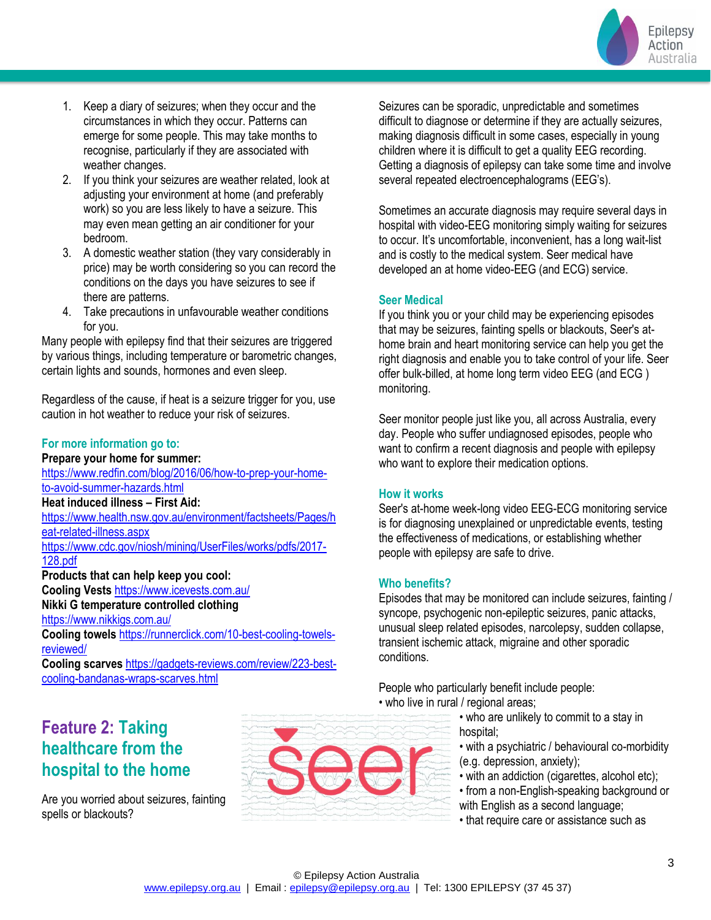1. Keep a diary of seizures; when they occur and the circumstances in which they occur. Patterns can emerge for some people. This may take months to recognise, particularly if they are associated with weather changes.
2. If you think your seizures are weather related, look at adjusting your environment at home (and preferably work) so you are less likely to have a seizure. This may even mean getting an air conditioner for your bedroom.
3. A domestic weather station (they vary considerably in price) may be worth considering so you can record the conditions on the days you have seizures to see if there are patterns.
4. Take precautions in unfavourable weather conditions for you.

Many people with epilepsy find that their seizures are triggered by various things, including temperature or barometric changes, certain lights and sounds, hormones and even sleep.

Regardless of the cause, if heat is a seizure trigger for you, use caution in hot weather to reduce your risk of seizures.

### For more information go to:

**Prepare your home for summer:**
https://www.redfin.com/blog/2016/06/how-to-prep-your-home-to-avoid-summer-hazards.html

**Heat induced illness – First Aid:**
https://www.health.nsw.gov.au/environment/factsheets/Pages/heat-related-illness.aspx
https://www.cdc.gov/niosh/mining/UserFiles/works/pdfs/2017-128.pdf

**Products that can help keep you cool:**
**Cooling Vests** https://www.icevests.com.au/
**Nikki G temperature controlled clothing** https://www.nikkigs.com.au/
**Cooling towels** https://runnerclick.com/10-best-cooling-towels-reviewed/
**Cooling scarves** https://gadgets-reviews.com/review/223-best-cooling-bandanas-wraps-scarves.html

## Feature 2: Taking healthcare from the hospital to the home

Are you worried about seizures, fainting spells or blackouts?

Seizures can be sporadic, unpredictable and sometimes difficult to diagnose or determine if they are actually seizures, making diagnosis difficult in some cases, especially in young children where it is difficult to get a quality EEG recording. Getting a diagnosis of epilepsy can take some time and involve several repeated electroencephalograms (EEG's).

Sometimes an accurate diagnosis may require several days in hospital with video-EEG monitoring simply waiting for seizures to occur. It's uncomfortable, inconvenient, has a long wait-list and is costly to the medical system. Seer medical have developed an at home video-EEG (and ECG) service.

### Seer Medical

If you think you or your child may be experiencing episodes that may be seizures, fainting spells or blackouts, Seer's at-home brain and heart monitoring service can help you get the right diagnosis and enable you to take control of your life. Seer offer bulk-billed, at home long term video EEG (and ECG ) monitoring.

Seer monitor people just like you, all across Australia, every day. People who suffer undiagnosed episodes, people who want to confirm a recent diagnosis and people with epilepsy who want to explore their medication options.

### How it works

Seer's at-home week-long video EEG-ECG monitoring service is for diagnosing unexplained or unpredictable events, testing the effectiveness of medications, or establishing whether people with epilepsy are safe to drive.

### Who benefits?

Episodes that may be monitored can include seizures, fainting / syncope, psychogenic non-epileptic seizures, panic attacks, unusual sleep related episodes, narcolepsy, sudden collapse, transient ischemic attack, migraine and other sporadic conditions.

People who particularly benefit include people:

- who live in rural / regional areas;
- who are unlikely to commit to a stay in hospital;
- with a psychiatric / behavioural co-morbidity (e.g. depression, anxiety);
- with an addiction (cigarettes, alcohol etc);
- from a non-English-speaking background or with English as a second language;
- that require care or assistance such as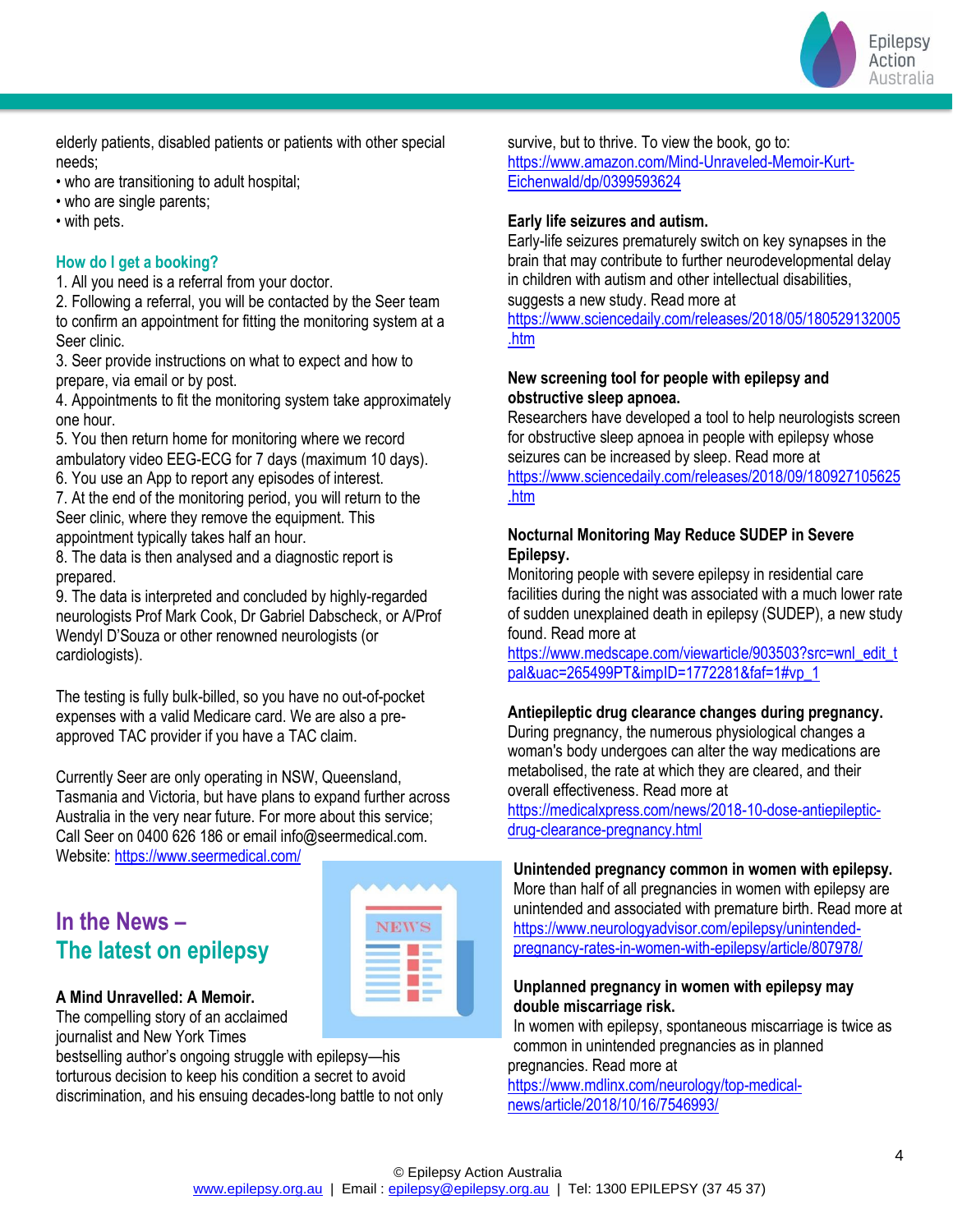elderly patients, disabled patients or patients with other special needs;

- who are transitioning to adult hospital;
- who are single parents;
- with pets.

### How do I get a booking?

1. All you need is a referral from your doctor.
2. Following a referral, you will be contacted by the Seer team to confirm an appointment for fitting the monitoring system at a Seer clinic.
3. Seer provide instructions on what to expect and how to prepare, via email or by post.
4. Appointments to fit the monitoring system take approximately one hour.
5. You then return home for monitoring where we record ambulatory video EEG-ECG for 7 days (maximum 10 days).
6. You use an App to report any episodes of interest.
7. At the end of the monitoring period, you will return to the Seer clinic, where they remove the equipment. This appointment typically takes half an hour.
8. The data is then analysed and a diagnostic report is prepared.
9. The data is interpreted and concluded by highly-regarded neurologists Prof Mark Cook, Dr Gabriel Dabscheck, or A/Prof Wendyl D'Souza or other renowned neurologists (or cardiologists).

The testing is fully bulk-billed, so you have no out-of-pocket expenses with a valid Medicare card. We are also a pre-approved TAC provider if you have a TAC claim.

Currently Seer are only operating in NSW, Queensland, Tasmania and Victoria, but have plans to expand further across Australia in the very near future. For more about this service; Call Seer on 0400 626 186 or email info@seermedical.com. Website: https://www.seermedical.com/

## In the News – The latest on epilepsy

**A Mind Unravelled: A Memoir.**
The compelling story of an acclaimed journalist and New York Times bestselling author's ongoing struggle with epilepsy—his torturous decision to keep his condition a secret to avoid discrimination, and his ensuing decades-long battle to not only survive, but to thrive. To view the book, go to: https://www.amazon.com/Mind-Unraveled-Memoir-Kurt-Eichenwald/dp/0399593624

**Early life seizures and autism.**
Early-life seizures prematurely switch on key synapses in the brain that may contribute to further neurodevelopmental delay in children with autism and other intellectual disabilities, suggests a new study. Read more at https://www.sciencedaily.com/releases/2018/05/180529132005.htm

**New screening tool for people with epilepsy and obstructive sleep apnoea.**
Researchers have developed a tool to help neurologists screen for obstructive sleep apnoea in people with epilepsy whose seizures can be increased by sleep. Read more at https://www.sciencedaily.com/releases/2018/09/180927105625.htm

**Nocturnal Monitoring May Reduce SUDEP in Severe Epilepsy.**
Monitoring people with severe epilepsy in residential care facilities during the night was associated with a much lower rate of sudden unexplained death in epilepsy (SUDEP), a new study found. Read more at https://www.medscape.com/viewarticle/903503?src=wnl_edit_tpal&uac=265499PT&impID=1772281&faf=1#vp_1

**Antiepileptic drug clearance changes during pregnancy.**
During pregnancy, the numerous physiological changes a woman's body undergoes can alter the way medications are metabolised, the rate at which they are cleared, and their overall effectiveness. Read more at https://medicalxpress.com/news/2018-10-dose-antiepileptic-drug-clearance-pregnancy.html

**Unintended pregnancy common in women with epilepsy.**
More than half of all pregnancies in women with epilepsy are unintended and associated with premature birth. Read more at https://www.neurologyadvisor.com/epilepsy/unintended-pregnancy-rates-in-women-with-epilepsy/article/807978/

**Unplanned pregnancy in women with epilepsy may double miscarriage risk.**
In women with epilepsy, spontaneous miscarriage is twice as common in unintended pregnancies as in planned pregnancies. Read more at https://www.mdlinx.com/neurology/top-medical-news/article/2018/10/16/7546993/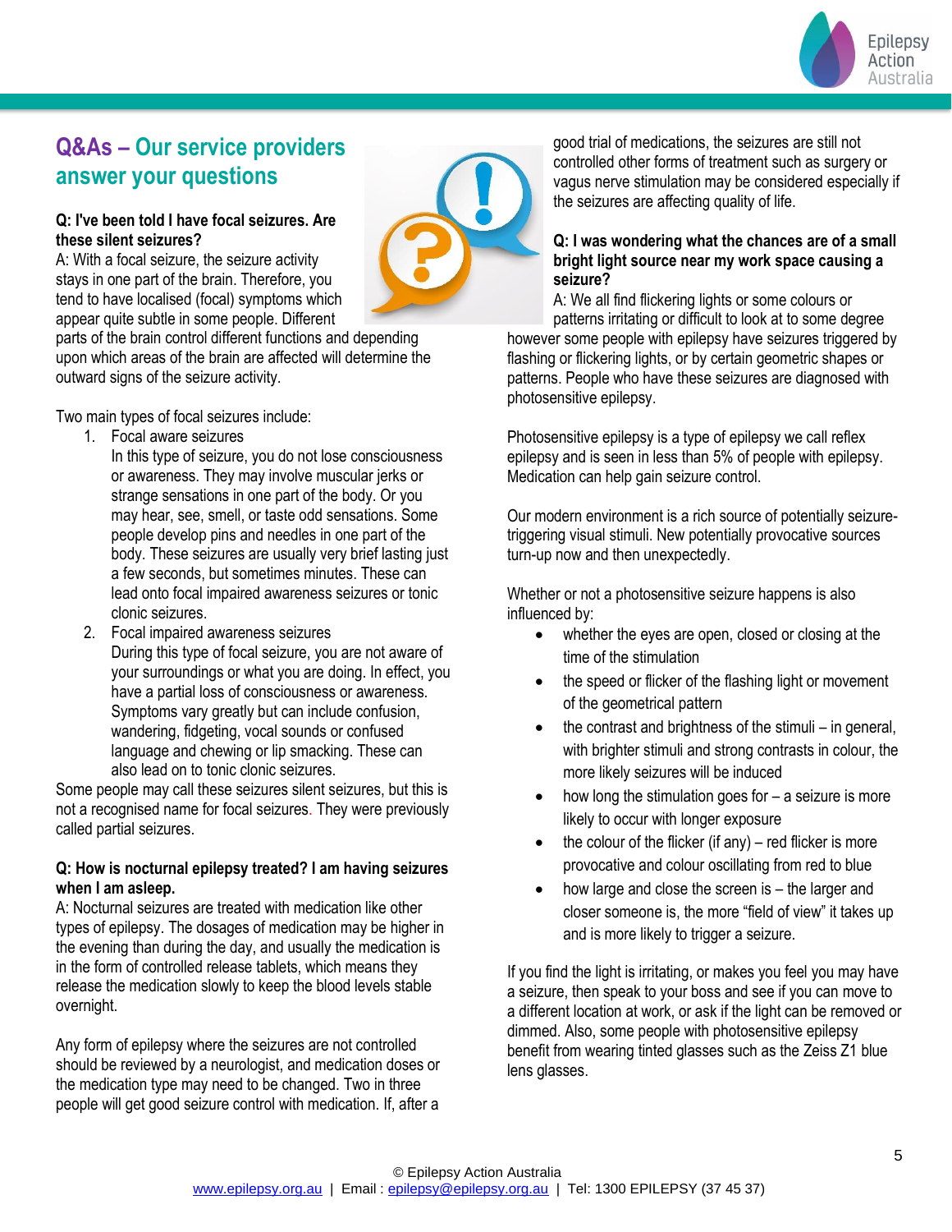## Q&As – Our service providers answer your questions

**Q: I've been told I have focal seizures. Are these silent seizures?**

A: With a focal seizure, the seizure activity stays in one part of the brain. Therefore, you tend to have localised (focal) symptoms which appear quite subtle in some people. Different parts of the brain control different functions and depending upon which areas of the brain are affected will determine the outward signs of the seizure activity.

Two main types of focal seizures include:

1. Focal aware seizures
   In this type of seizure, you do not lose consciousness or awareness. They may involve muscular jerks or strange sensations in one part of the body. Or you may hear, see, smell, or taste odd sensations. Some people develop pins and needles in one part of the body. These seizures are usually very brief lasting just a few seconds, but sometimes minutes. These can lead onto focal impaired awareness seizures or tonic clonic seizures.
2. Focal impaired awareness seizures
   During this type of focal seizure, you are not aware of your surroundings or what you are doing. In effect, you have a partial loss of consciousness or awareness. Symptoms vary greatly but can include confusion, wandering, fidgeting, vocal sounds or confused language and chewing or lip smacking. These can also lead on to tonic clonic seizures.

Some people may call these seizures silent seizures, but this is not a recognised name for focal seizures. They were previously called partial seizures.

**Q: How is nocturnal epilepsy treated? I am having seizures when I am asleep.**

A: Nocturnal seizures are treated with medication like other types of epilepsy. The dosages of medication may be higher in the evening than during the day, and usually the medication is in the form of controlled release tablets, which means they release the medication slowly to keep the blood levels stable overnight.

Any form of epilepsy where the seizures are not controlled should be reviewed by a neurologist, and medication doses or the medication type may need to be changed. Two in three people will get good seizure control with medication. If, after a good trial of medications, the seizures are still not controlled other forms of treatment such as surgery or vagus nerve stimulation may be considered especially if the seizures are affecting quality of life.

**Q: I was wondering what the chances are of a small bright light source near my work space causing a seizure?**

A: We all find flickering lights or some colours or patterns irritating or difficult to look at to some degree however some people with epilepsy have seizures triggered by flashing or flickering lights, or by certain geometric shapes or patterns. People who have these seizures are diagnosed with photosensitive epilepsy.

Photosensitive epilepsy is a type of epilepsy we call reflex epilepsy and is seen in less than 5% of people with epilepsy. Medication can help gain seizure control.

Our modern environment is a rich source of potentially seizure-triggering visual stimuli. New potentially provocative sources turn-up now and then unexpectedly.

Whether or not a photosensitive seizure happens is also influenced by:

- whether the eyes are open, closed or closing at the time of the stimulation
- the speed or flicker of the flashing light or movement of the geometrical pattern
- the contrast and brightness of the stimuli – in general, with brighter stimuli and strong contrasts in colour, the more likely seizures will be induced
- how long the stimulation goes for – a seizure is more likely to occur with longer exposure
- the colour of the flicker (if any) – red flicker is more provocative and colour oscillating from red to blue
- how large and close the screen is – the larger and closer someone is, the more "field of view" it takes up and is more likely to trigger a seizure.

If you find the light is irritating, or makes you feel you may have a seizure, then speak to your boss and see if you can move to a different location at work, or ask if the light can be removed or dimmed. Also, some people with photosensitive epilepsy benefit from wearing tinted glasses such as the Zeiss Z1 blue lens glasses.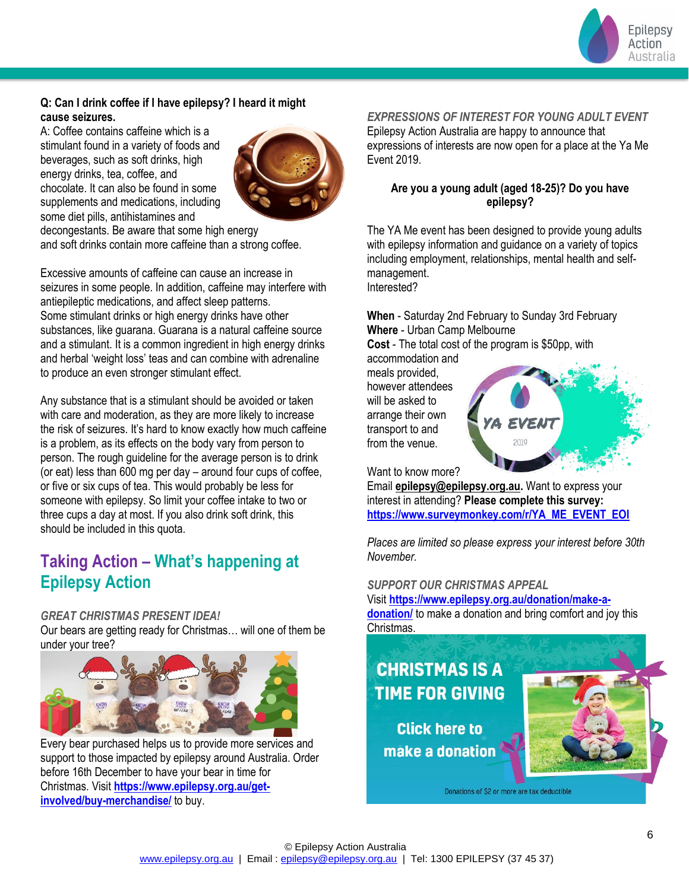**Q: Can I drink coffee if I have epilepsy? I heard it might cause seizures.**

A: Coffee contains caffeine which is a stimulant found in a variety of foods and beverages, such as soft drinks, high energy drinks, tea, coffee, and chocolate. It can also be found in some supplements and medications, including some diet pills, antihistamines and decongestants. Be aware that some high energy and soft drinks contain more caffeine than a strong coffee.

Excessive amounts of caffeine can cause an increase in seizures in some people. In addition, caffeine may interfere with antiepileptic medications, and affect sleep patterns.
Some stimulant drinks or high energy drinks have other substances, like guarana. Guarana is a natural caffeine source and a stimulant. It is a common ingredient in high energy drinks and herbal 'weight loss' teas and can combine with adrenaline to produce an even stronger stimulant effect.

Any substance that is a stimulant should be avoided or taken with care and moderation, as they are more likely to increase the risk of seizures. It's hard to know exactly how much caffeine is a problem, as its effects on the body vary from person to person. The rough guideline for the average person is to drink (or eat) less than 600 mg per day – around four cups of coffee, or five or six cups of tea. This would probably be less for someone with epilepsy. So limit your coffee intake to two or three cups a day at most. If you also drink soft drink, this should be included in this quota.

## Taking Action – What's happening at Epilepsy Action

*GREAT CHRISTMAS PRESENT IDEA!*

Our bears are getting ready for Christmas… will one of them be under your tree?

Every bear purchased helps us to provide more services and support to those impacted by epilepsy around Australia. Order before 16th December to have your bear in time for Christmas. Visit **https://www.epilepsy.org.au/get-involved/buy-merchandise/** to buy.

*EXPRESSIONS OF INTEREST FOR YOUNG ADULT EVENT*

Epilepsy Action Australia are happy to announce that expressions of interests are now open for a place at the Ya Me Event 2019.

**Are you a young adult (aged 18-25)? Do you have epilepsy?**

The YA Me event has been designed to provide young adults with epilepsy information and guidance on a variety of topics including employment, relationships, mental health and self-management.
Interested?

**When** - Saturday 2nd February to Sunday 3rd February
**Where** - Urban Camp Melbourne
**Cost** - The total cost of the program is $50pp, with accommodation and meals provided, however attendees will be asked to arrange their own transport to and from the venue.

Want to know more?
Email **epilepsy@epilepsy.org.au**. Want to express your interest in attending? **Please complete this survey:**
**https://www.surveymonkey.com/r/YA_ME_EVENT_EOI**

*Places are limited so please express your interest before 30th November.*

*SUPPORT OUR CHRISTMAS APPEAL*

Visit **https://www.epilepsy.org.au/donation/make-a-donation/** to make a donation and bring comfort and joy this Christmas.

CHRISTMAS IS A TIME FOR GIVING

Click here to make a donation

Donations of $2 or more are tax deductible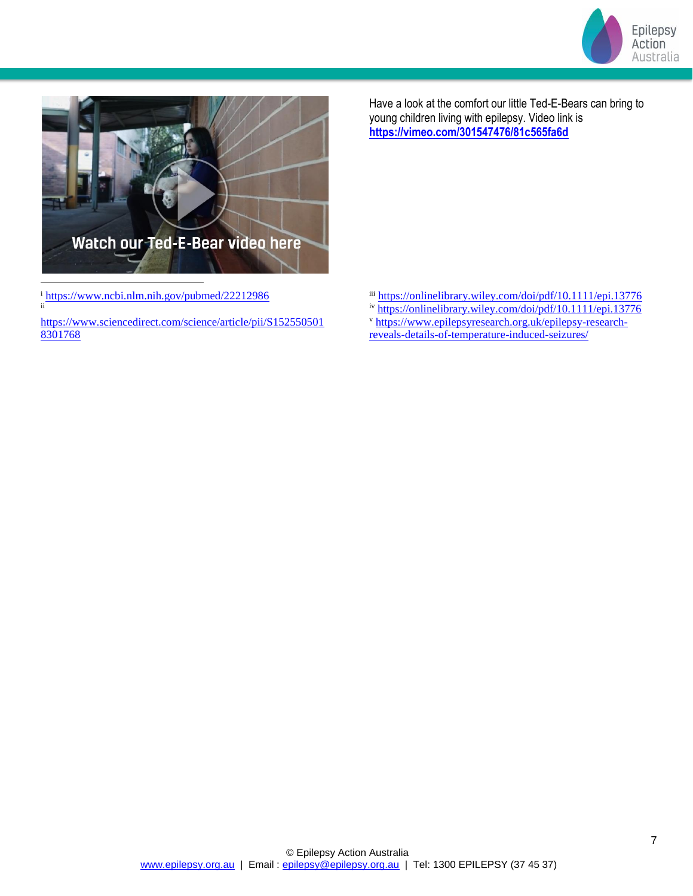Have a look at the comfort our little Ted-E-Bears can bring to young children living with epilepsy. Video link is **https://vimeo.com/301547476/81c565fa6d**

---

[i] https://www.ncbi.nlm.nih.gov/pubmed/22212986

[ii] https://www.sciencedirect.com/science/article/pii/S1525505018301768

[iii] https://onlinelibrary.wiley.com/doi/pdf/10.1111/epi.13776

[iv] https://onlinelibrary.wiley.com/doi/pdf/10.1111/epi.13776

[v] https://www.epilepsyresearch.org.uk/epilepsy-research-reveals-details-of-temperature-induced-seizures/